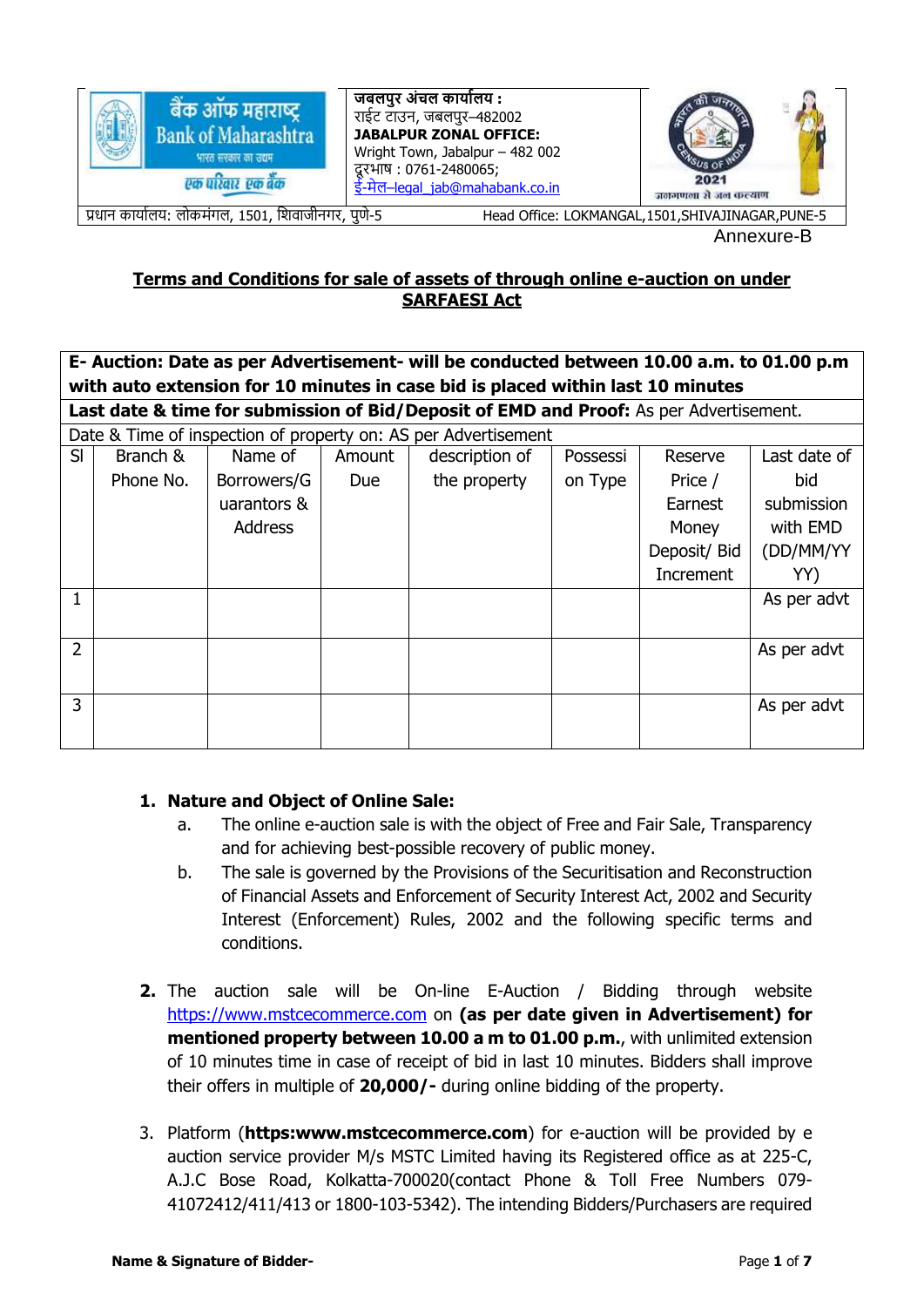| बैंक ऑफ महाराष्ट्र Bank of Maharashtra भारत सरकार का उद्यम एक परिवार एक बैंक | जबलपुर अंचल कार्यालय : राईट टाउन, जबलपुर–482002 **JABALPUR ZONAL OFFICE:** Wright Town, Jabalpur – 482 002 दूरभाष : 0761-2480065; ई-मेल–legal_jab@mahabank.co.in | भारत की जनगणना CENSUS OF INDIA 2021 जनगणना से जन कल्याण |
|---|---|---|

प्रधान कार्यालय: लोकमंगल, 1501, शिवाजीनगर, पुणे-5 Head Office: LOKMANGAL,1501,SHIVAJINAGAR,PUNE-5

Annexure-B

## Terms and Conditions for sale of assets of through online e-auction on under SARFAESI Act

| **E- Auction: Date as per Advertisement- will be conducted between 10.00 a.m. to 01.00 p.m with auto extension for 10 minutes in case bid is placed within last 10 minutes** | | | | | | | |
|---|---|---|---|---|---|---|---|
| **Last date & time for submission of Bid/Deposit of EMD and Proof:** As per Advertisement. | | | | | | | |
| Date & Time of inspection of property on: AS per Advertisement | | | | | | | |
| Sl | Branch & Phone No. | Name of Borrowers/Guarantors & Address | Amount Due | description of the property | Possession Type | Reserve Price / Earnest Money Deposit/ Bid Increment | Last date of bid submission with EMD (DD/MM/YYYY) |
| 1 | | | | | | | As per advt |
| 2 | | | | | | | As per advt |
| 3 | | | | | | | As per advt |

1. **Nature and Object of Online Sale:**
   a. The online e-auction sale is with the object of Free and Fair Sale, Transparency and for achieving best-possible recovery of public money.
   b. The sale is governed by the Provisions of the Securitisation and Reconstruction of Financial Assets and Enforcement of Security Interest Act, 2002 and Security Interest (Enforcement) Rules, 2002 and the following specific terms and conditions.

2. The auction sale will be On-line E-Auction / Bidding through website https://www.mstcecommerce.com on **(as per date given in Advertisement) for mentioned property between 10.00 a m to 01.00 p.m.**, with unlimited extension of 10 minutes time in case of receipt of bid in last 10 minutes. Bidders shall improve their offers in multiple of **20,000/-** during online bidding of the property.

3. Platform (**https:www.mstcecommerce.com**) for e-auction will be provided by e auction service provider M/s MSTC Limited having its Registered office as at 225-C, A.J.C Bose Road, Kolkatta-700020(contact Phone & Toll Free Numbers 079-41072412/411/413 or 1800-103-5342). The intending Bidders/Purchasers are required

**Name & Signature of Bidder-**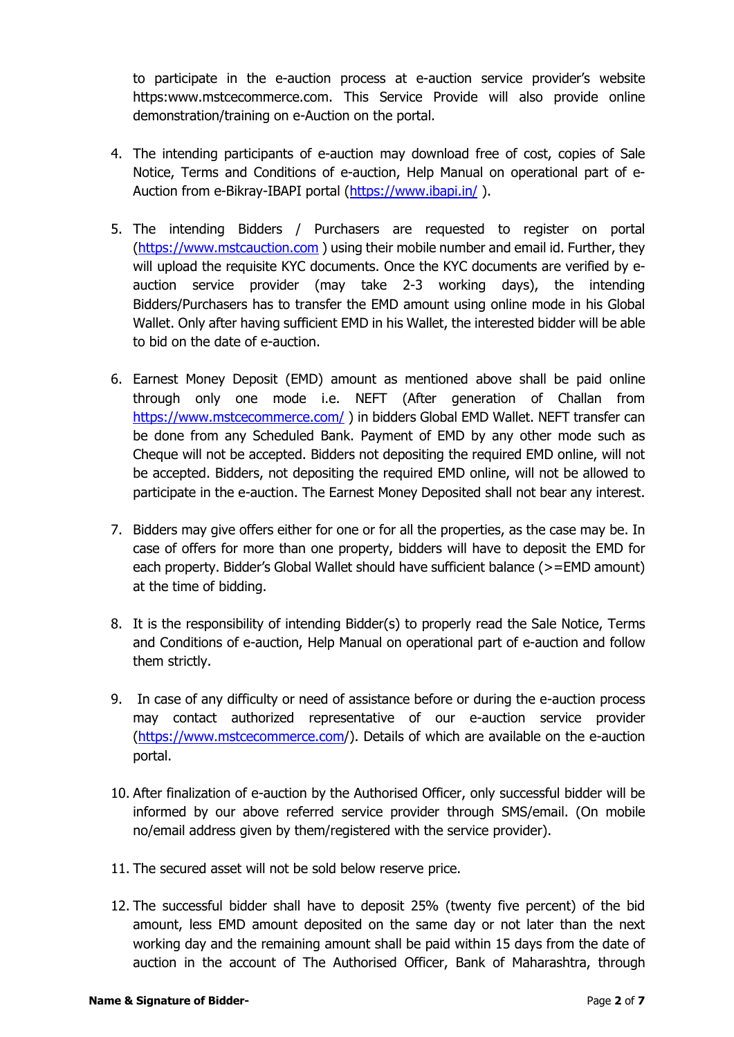to participate in the e-auction process at e-auction service provider's website https:www.mstcecommerce.com. This Service Provide will also provide online demonstration/training on e-Auction on the portal.

4. The intending participants of e-auction may download free of cost, copies of Sale Notice, Terms and Conditions of e-auction, Help Manual on operational part of e-Auction from e-Bikray-IBAPI portal (https://www.ibapi.in/ ).

5. The intending Bidders / Purchasers are requested to register on portal (https://www.mstcauction.com ) using their mobile number and email id. Further, they will upload the requisite KYC documents. Once the KYC documents are verified by e-auction service provider (may take 2-3 working days), the intending Bidders/Purchasers has to transfer the EMD amount using online mode in his Global Wallet. Only after having sufficient EMD in his Wallet, the interested bidder will be able to bid on the date of e-auction.

6. Earnest Money Deposit (EMD) amount as mentioned above shall be paid online through only one mode i.e. NEFT (After generation of Challan from https://www.mstcecommerce.com/ ) in bidders Global EMD Wallet. NEFT transfer can be done from any Scheduled Bank. Payment of EMD by any other mode such as Cheque will not be accepted. Bidders not depositing the required EMD online, will not be accepted. Bidders, not depositing the required EMD online, will not be allowed to participate in the e-auction. The Earnest Money Deposited shall not bear any interest.

7. Bidders may give offers either for one or for all the properties, as the case may be. In case of offers for more than one property, bidders will have to deposit the EMD for each property. Bidder's Global Wallet should have sufficient balance (>=EMD amount) at the time of bidding.

8. It is the responsibility of intending Bidder(s) to properly read the Sale Notice, Terms and Conditions of e-auction, Help Manual on operational part of e-auction and follow them strictly.

9. In case of any difficulty or need of assistance before or during the e-auction process may contact authorized representative of our e-auction service provider (https://www.mstcecommerce.com/). Details of which are available on the e-auction portal.

10. After finalization of e-auction by the Authorised Officer, only successful bidder will be informed by our above referred service provider through SMS/email. (On mobile no/email address given by them/registered with the service provider).

11. The secured asset will not be sold below reserve price.

12. The successful bidder shall have to deposit 25% (twenty five percent) of the bid amount, less EMD amount deposited on the same day or not later than the next working day and the remaining amount shall be paid within 15 days from the date of auction in the account of The Authorised Officer, Bank of Maharashtra, through

**Name & Signature of Bidder-**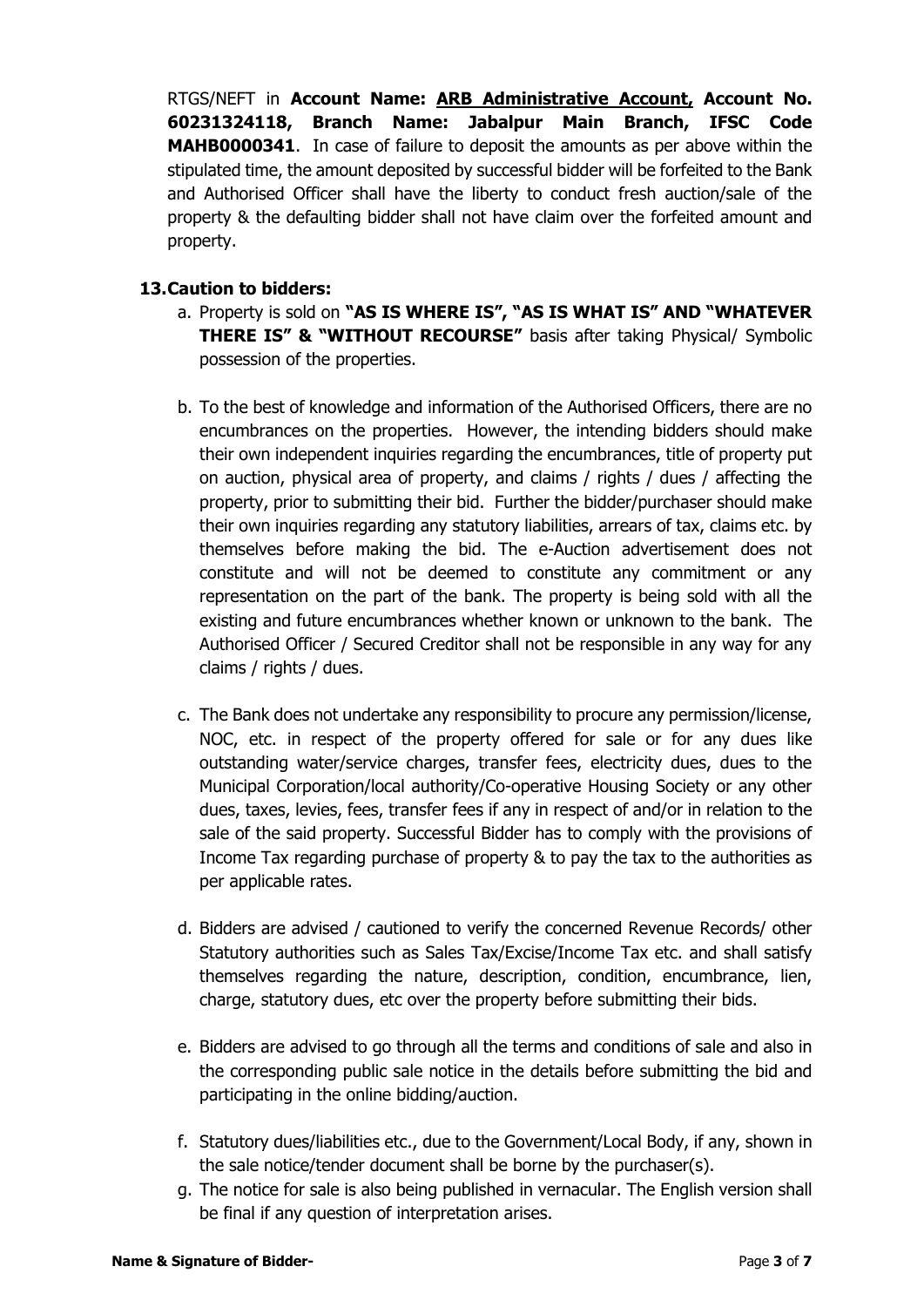RTGS/NEFT in **Account Name: <u>ARB Administrative Account</u>, Account No. 60231324118, Branch Name: Jabalpur Main Branch, IFSC Code MAHB0000341**. In case of failure to deposit the amounts as per above within the stipulated time, the amount deposited by successful bidder will be forfeited to the Bank and Authorised Officer shall have the liberty to conduct fresh auction/sale of the property & the defaulting bidder shall not have claim over the forfeited amount and property.

**13. Caution to bidders:**

a. Property is sold on **"AS IS WHERE IS", "AS IS WHAT IS" AND "WHATEVER THERE IS" & "WITHOUT RECOURSE"** basis after taking Physical/ Symbolic possession of the properties.

b. To the best of knowledge and information of the Authorised Officers, there are no encumbrances on the properties. However, the intending bidders should make their own independent inquiries regarding the encumbrances, title of property put on auction, physical area of property, and claims / rights / dues / affecting the property, prior to submitting their bid. Further the bidder/purchaser should make their own inquiries regarding any statutory liabilities, arrears of tax, claims etc. by themselves before making the bid. The e-Auction advertisement does not constitute and will not be deemed to constitute any commitment or any representation on the part of the bank. The property is being sold with all the existing and future encumbrances whether known or unknown to the bank. The Authorised Officer / Secured Creditor shall not be responsible in any way for any claims / rights / dues.

c. The Bank does not undertake any responsibility to procure any permission/license, NOC, etc. in respect of the property offered for sale or for any dues like outstanding water/service charges, transfer fees, electricity dues, dues to the Municipal Corporation/local authority/Co-operative Housing Society or any other dues, taxes, levies, fees, transfer fees if any in respect of and/or in relation to the sale of the said property. Successful Bidder has to comply with the provisions of Income Tax regarding purchase of property & to pay the tax to the authorities as per applicable rates.

d. Bidders are advised / cautioned to verify the concerned Revenue Records/ other Statutory authorities such as Sales Tax/Excise/Income Tax etc. and shall satisfy themselves regarding the nature, description, condition, encumbrance, lien, charge, statutory dues, etc over the property before submitting their bids.

e. Bidders are advised to go through all the terms and conditions of sale and also in the corresponding public sale notice in the details before submitting the bid and participating in the online bidding/auction.

f. Statutory dues/liabilities etc., due to the Government/Local Body, if any, shown in the sale notice/tender document shall be borne by the purchaser(s).

g. The notice for sale is also being published in vernacular. The English version shall be final if any question of interpretation arises.

**Name & Signature of Bidder-**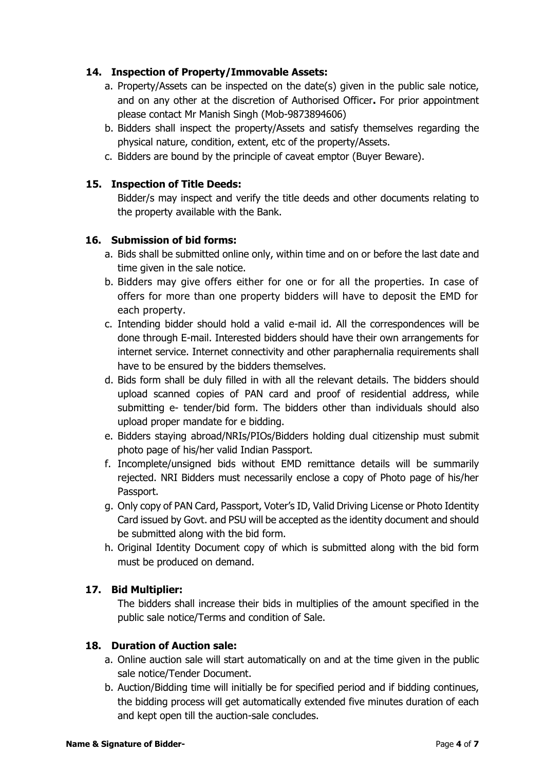### 14. Inspection of Property/Immovable Assets:

a. Property/Assets can be inspected on the date(s) given in the public sale notice, and on any other at the discretion of Authorised Officer**.** For prior appointment please contact Mr Manish Singh (Mob-9873894606)

b. Bidders shall inspect the property/Assets and satisfy themselves regarding the physical nature, condition, extent, etc of the property/Assets.

c. Bidders are bound by the principle of caveat emptor (Buyer Beware).

### 15. Inspection of Title Deeds:

Bidder/s may inspect and verify the title deeds and other documents relating to the property available with the Bank.

### 16. Submission of bid forms:

a. Bids shall be submitted online only, within time and on or before the last date and time given in the sale notice.

b. Bidders may give offers either for one or for all the properties. In case of offers for more than one property bidders will have to deposit the EMD for each property.

c. Intending bidder should hold a valid e-mail id. All the correspondences will be done through E-mail. Interested bidders should have their own arrangements for internet service. Internet connectivity and other paraphernalia requirements shall have to be ensured by the bidders themselves.

d. Bids form shall be duly filled in with all the relevant details. The bidders should upload scanned copies of PAN card and proof of residential address, while submitting e- tender/bid form. The bidders other than individuals should also upload proper mandate for e bidding.

e. Bidders staying abroad/NRIs/PIOs/Bidders holding dual citizenship must submit photo page of his/her valid Indian Passport.

f. Incomplete/unsigned bids without EMD remittance details will be summarily rejected. NRI Bidders must necessarily enclose a copy of Photo page of his/her Passport.

g. Only copy of PAN Card, Passport, Voter's ID, Valid Driving License or Photo Identity Card issued by Govt. and PSU will be accepted as the identity document and should be submitted along with the bid form.

h. Original Identity Document copy of which is submitted along with the bid form must be produced on demand.

### 17. Bid Multiplier:

The bidders shall increase their bids in multiplies of the amount specified in the public sale notice/Terms and condition of Sale.

### 18. Duration of Auction sale:

a. Online auction sale will start automatically on and at the time given in the public sale notice/Tender Document.

b. Auction/Bidding time will initially be for specified period and if bidding continues, the bidding process will get automatically extended five minutes duration of each and kept open till the auction-sale concludes.

**Name & Signature of Bidder-**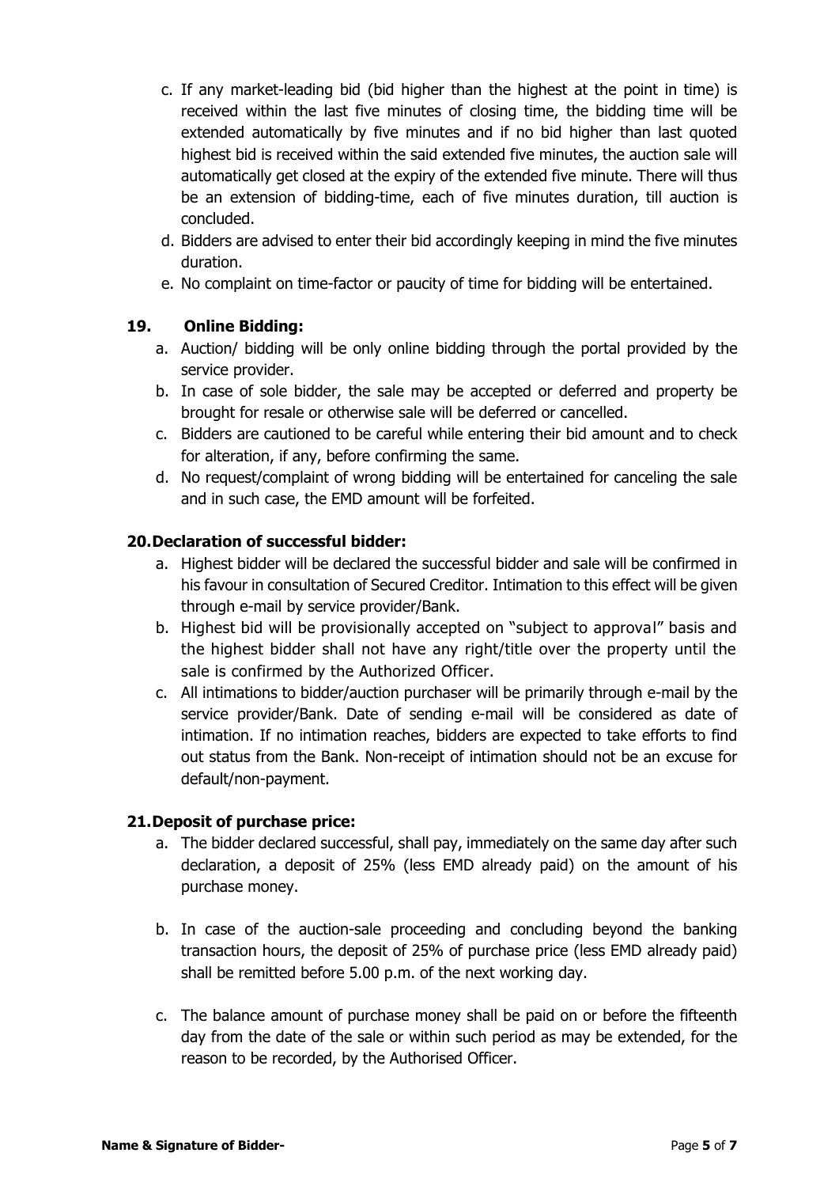c. If any market-leading bid (bid higher than the highest at the point in time) is received within the last five minutes of closing time, the bidding time will be extended automatically by five minutes and if no bid higher than last quoted highest bid is received within the said extended five minutes, the auction sale will automatically get closed at the expiry of the extended five minute. There will thus be an extension of bidding-time, each of five minutes duration, till auction is concluded.

d. Bidders are advised to enter their bid accordingly keeping in mind the five minutes duration.

e. No complaint on time-factor or paucity of time for bidding will be entertained.

**19. Online Bidding:**

a. Auction/ bidding will be only online bidding through the portal provided by the service provider.

b. In case of sole bidder, the sale may be accepted or deferred and property be brought for resale or otherwise sale will be deferred or cancelled.

c. Bidders are cautioned to be careful while entering their bid amount and to check for alteration, if any, before confirming the same.

d. No request/complaint of wrong bidding will be entertained for canceling the sale and in such case, the EMD amount will be forfeited.

**20. Declaration of successful bidder:**

a. Highest bidder will be declared the successful bidder and sale will be confirmed in his favour in consultation of Secured Creditor. Intimation to this effect will be given through e-mail by service provider/Bank.

b. Highest bid will be provisionally accepted on "subject to approval" basis and the highest bidder shall not have any right/title over the property until the sale is confirmed by the Authorized Officer.

c. All intimations to bidder/auction purchaser will be primarily through e-mail by the service provider/Bank. Date of sending e-mail will be considered as date of intimation. If no intimation reaches, bidders are expected to take efforts to find out status from the Bank. Non-receipt of intimation should not be an excuse for default/non-payment.

**21. Deposit of purchase price:**

a. The bidder declared successful, shall pay, immediately on the same day after such declaration, a deposit of 25% (less EMD already paid) on the amount of his purchase money.

b. In case of the auction-sale proceeding and concluding beyond the banking transaction hours, the deposit of 25% of purchase price (less EMD already paid) shall be remitted before 5.00 p.m. of the next working day.

c. The balance amount of purchase money shall be paid on or before the fifteenth day from the date of the sale or within such period as may be extended, for the reason to be recorded, by the Authorised Officer.

**Name & Signature of Bidder-**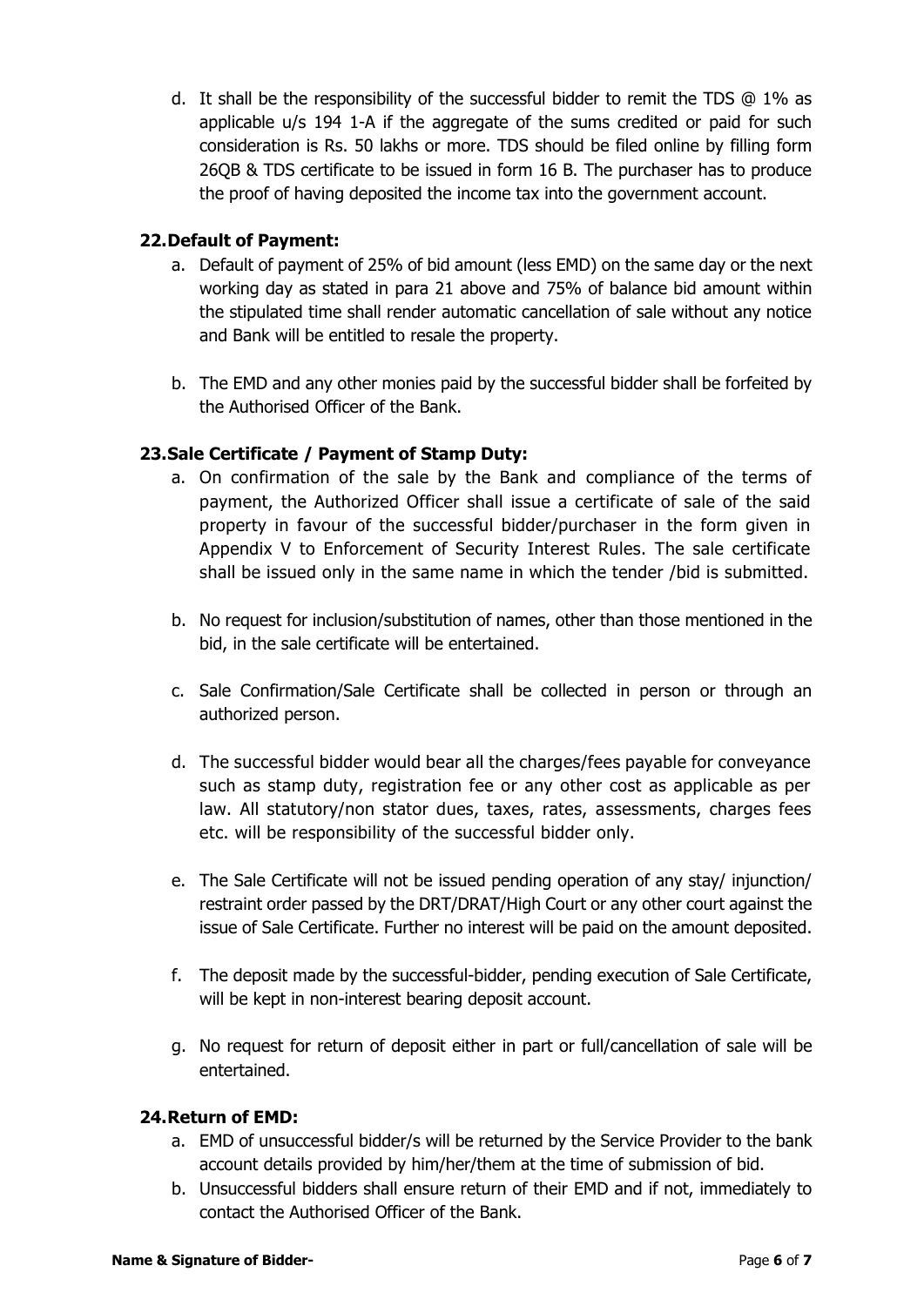d. It shall be the responsibility of the successful bidder to remit the TDS @ 1% as applicable u/s 194 1-A if the aggregate of the sums credited or paid for such consideration is Rs. 50 lakhs or more. TDS should be filed online by filling form 26QB & TDS certificate to be issued in form 16 B. The purchaser has to produce the proof of having deposited the income tax into the government account.

### 22. Default of Payment:

a. Default of payment of 25% of bid amount (less EMD) on the same day or the next working day as stated in para 21 above and 75% of balance bid amount within the stipulated time shall render automatic cancellation of sale without any notice and Bank will be entitled to resale the property.

b. The EMD and any other monies paid by the successful bidder shall be forfeited by the Authorised Officer of the Bank.

### 23. Sale Certificate / Payment of Stamp Duty:

a. On confirmation of the sale by the Bank and compliance of the terms of payment, the Authorized Officer shall issue a certificate of sale of the said property in favour of the successful bidder/purchaser in the form given in Appendix V to Enforcement of Security Interest Rules. The sale certificate shall be issued only in the same name in which the tender /bid is submitted.

b. No request for inclusion/substitution of names, other than those mentioned in the bid, in the sale certificate will be entertained.

c. Sale Confirmation/Sale Certificate shall be collected in person or through an authorized person.

d. The successful bidder would bear all the charges/fees payable for conveyance such as stamp duty, registration fee or any other cost as applicable as per law. All statutory/non stator dues, taxes, rates, assessments, charges fees etc. will be responsibility of the successful bidder only.

e. The Sale Certificate will not be issued pending operation of any stay/ injunction/ restraint order passed by the DRT/DRAT/High Court or any other court against the issue of Sale Certificate. Further no interest will be paid on the amount deposited.

f. The deposit made by the successful-bidder, pending execution of Sale Certificate, will be kept in non-interest bearing deposit account.

g. No request for return of deposit either in part or full/cancellation of sale will be entertained.

### 24. Return of EMD:

a. EMD of unsuccessful bidder/s will be returned by the Service Provider to the bank account details provided by him/her/them at the time of submission of bid.

b. Unsuccessful bidders shall ensure return of their EMD and if not, immediately to contact the Authorised Officer of the Bank.

**Name & Signature of Bidder-**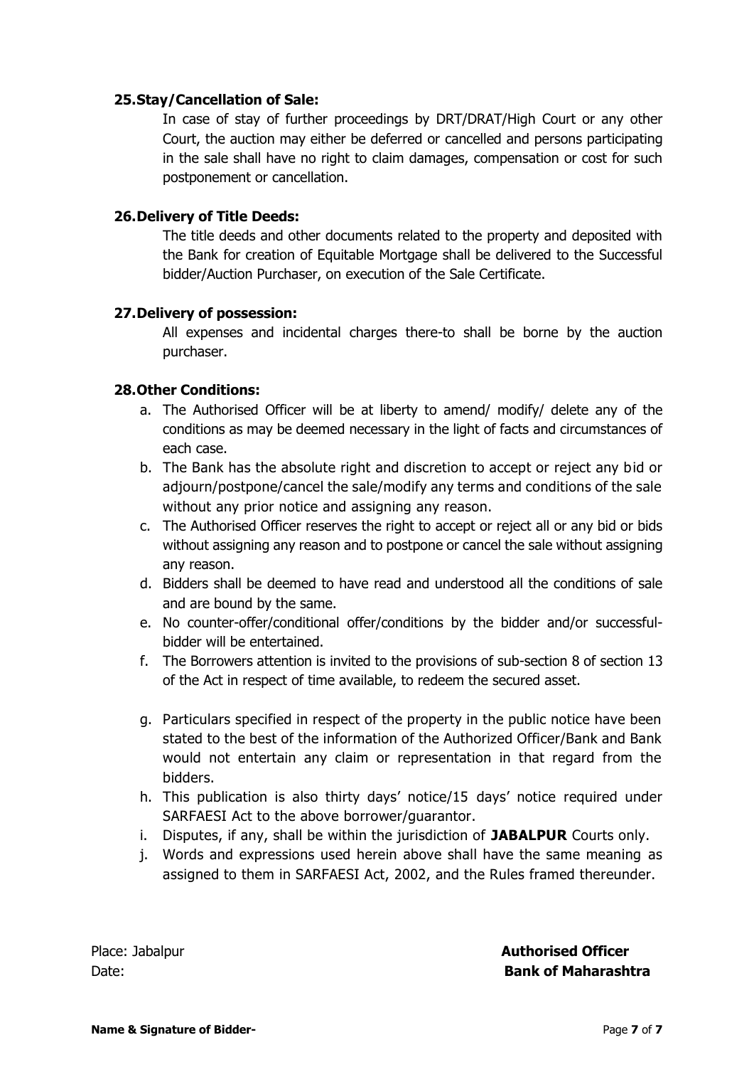**25. Stay/Cancellation of Sale:**

In case of stay of further proceedings by DRT/DRAT/High Court or any other Court, the auction may either be deferred or cancelled and persons participating in the sale shall have no right to claim damages, compensation or cost for such postponement or cancellation.

**26. Delivery of Title Deeds:**

The title deeds and other documents related to the property and deposited with the Bank for creation of Equitable Mortgage shall be delivered to the Successful bidder/Auction Purchaser, on execution of the Sale Certificate.

**27. Delivery of possession:**

All expenses and incidental charges there-to shall be borne by the auction purchaser.

**28. Other Conditions:**

a. The Authorised Officer will be at liberty to amend/ modify/ delete any of the conditions as may be deemed necessary in the light of facts and circumstances of each case.
b. The Bank has the absolute right and discretion to accept or reject any bid or adjourn/postpone/cancel the sale/modify any terms and conditions of the sale without any prior notice and assigning any reason.
c. The Authorised Officer reserves the right to accept or reject all or any bid or bids without assigning any reason and to postpone or cancel the sale without assigning any reason.
d. Bidders shall be deemed to have read and understood all the conditions of sale and are bound by the same.
e. No counter-offer/conditional offer/conditions by the bidder and/or successful-bidder will be entertained.
f. The Borrowers attention is invited to the provisions of sub-section 8 of section 13 of the Act in respect of time available, to redeem the secured asset.
g. Particulars specified in respect of the property in the public notice have been stated to the best of the information of the Authorized Officer/Bank and Bank would not entertain any claim or representation in that regard from the bidders.
h. This publication is also thirty days' notice/15 days' notice required under SARFAESI Act to the above borrower/guarantor.
i. Disputes, if any, shall be within the jurisdiction of **JABALPUR** Courts only.
j. Words and expressions used herein above shall have the same meaning as assigned to them in SARFAESI Act, 2002, and the Rules framed thereunder.

Place: Jabalpur
Date:

**Authorised Officer**
**Bank of Maharashtra**

**Name & Signature of Bidder-**